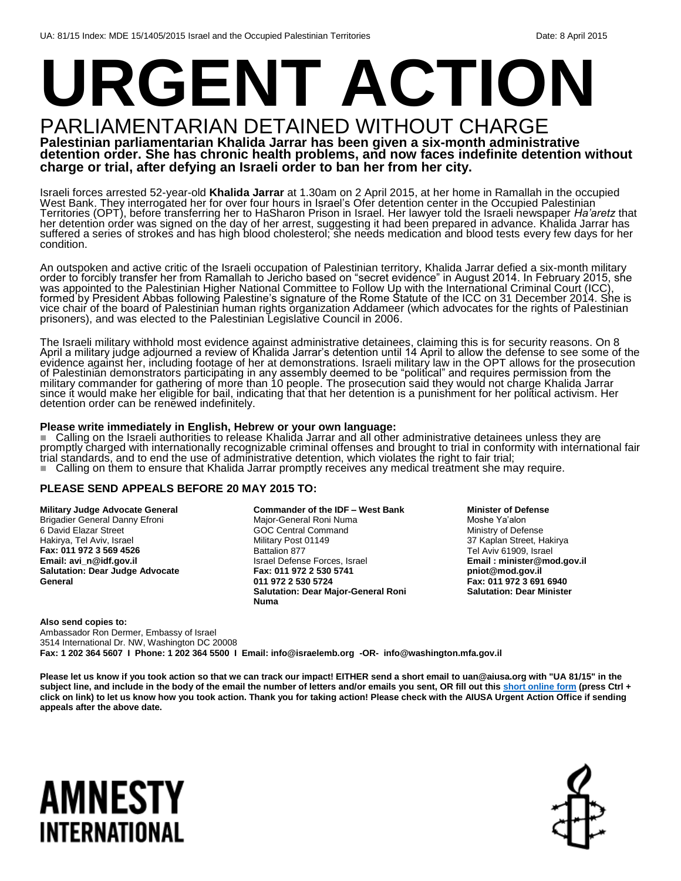UA: 81/15 Index: MDE 15/1405/2015 Israel and the Occupied Palestinian Territories Date: 8 April 2015

# URGENT ACTION

## PARLIAMENTARIAN DETAINED WITHOUT CHARGE

**Palestinian parliamentarian Khalida Jarrar has been given a six-month administrative detention order. She has chronic health problems, and now faces indefinite detention without charge or trial, after defying an Israeli order to ban her from her city.**

Israeli forces arrested 52-year-old **Khalida Jarrar** at 1.30am on 2 April 2015, at her home in Ramallah in the occupied West Bank. They interrogated her for over four hours in Israel's Ofer detention center in the Occupied Palestinian Territories (OPT), before transferring her to HaSharon Prison in Israel. Her lawyer told the Israeli newspaper *Ha'aretz* that her detention order was signed on the day of her arrest, suggesting it had been prepared in advance. Khalida Jarrar has suffered a series of strokes and has high blood cholesterol; she needs medication and blood tests every few days for her condition.

An outspoken and active critic of the Israeli occupation of Palestinian territory, Khalida Jarrar defied a six-month military order to forcibly transfer her from Ramallah to Jericho based on "secret evidence" in August 2014. In February 2015, she was appointed to the Palestinian Higher National Committee to Follow Up with the International Criminal Court (ICC), formed by President Abbas following Palestine's signature of the Rome Statute of the ICC on 31 December 2014. She is vice chair of the board of Palestinian human rights organization Addameer (which advocates for the rights of Palestinian prisoners), and was elected to the Palestinian Legislative Council in 2006.

The Israeli military withhold most evidence against administrative detainees, claiming this is for security reasons. On 8 April a military judge adjourned a review of Khalida Jarrar's detention until 14 April to allow the defense to see some of the evidence against her, including footage of her at demonstrations. Israeli military law in the OPT allows for the prosecution of Palestinian demonstrators participating in any assembly deemed to be "political" and requires permission from the military commander for gathering of more than 10 people. The prosecution said they would not charge Khalida Jarrar since it would make her eligible for bail, indicating that that her detention is a punishment for her political activism. Her detention order can be renewed indefinitely.

**Please write immediately in English, Hebrew or your own language:**

- Calling on the Israeli authorities to release Khalida Jarrar and all other administrative detainees unless they are promptly charged with internationally recognizable criminal offenses and brought to trial in conformity with international fair trial standards, and to end the use of administrative detention, which violates the right to fair trial;
- Calling on them to ensure that Khalida Jarrar promptly receives any medical treatment she may require.

### PLEASE SEND APPEALS BEFORE 20 MAY 2015 TO:

**Military Judge Advocate General**
Brigadier General Danny Efroni
6 David Elazar Street
Hakirya, Tel Aviv, Israel
**Fax: 011 972 3 569 4526**
**Email: avi_n@idf.gov.il**
**Salutation: Dear Judge Advocate General**

**Commander of the IDF – West Bank**
Major-General Roni Numa
GOC Central Command
Military Post 01149
Battalion 877
Israel Defense Forces, Israel
**Fax: 011 972 2 530 5741**
**011 972 2 530 5724**
**Salutation: Dear Major-General Roni Numa**

**Minister of Defense**
Moshe Ya'alon
Ministry of Defense
37 Kaplan Street, Hakirya
Tel Aviv 61909, Israel
**Email : minister@mod.gov.il**
**pniot@mod.gov.il**
**Fax: 011 972 3 691 6940**
**Salutation: Dear Minister**

**Also send copies to:**
Ambassador Ron Dermer, Embassy of Israel
3514 International Dr. NW, Washington DC 20008
**Fax: 1 202 364 5607 I Phone: 1 202 364 5500 I Email: info@israelemb.org -OR- info@washington.mfa.gov.il**

**Please let us know if you took action so that we can track our impact! EITHER send a short email to uan@aiusa.org with "UA 81/15" in the subject line, and include in the body of the email the number of letters and/or emails you sent, OR fill out this short online form (press Ctrl + click on link) to let us know how you took action. Thank you for taking action! Please check with the AIUSA Urgent Action Office if sending appeals after the above date.**

AMNESTY INTERNATIONAL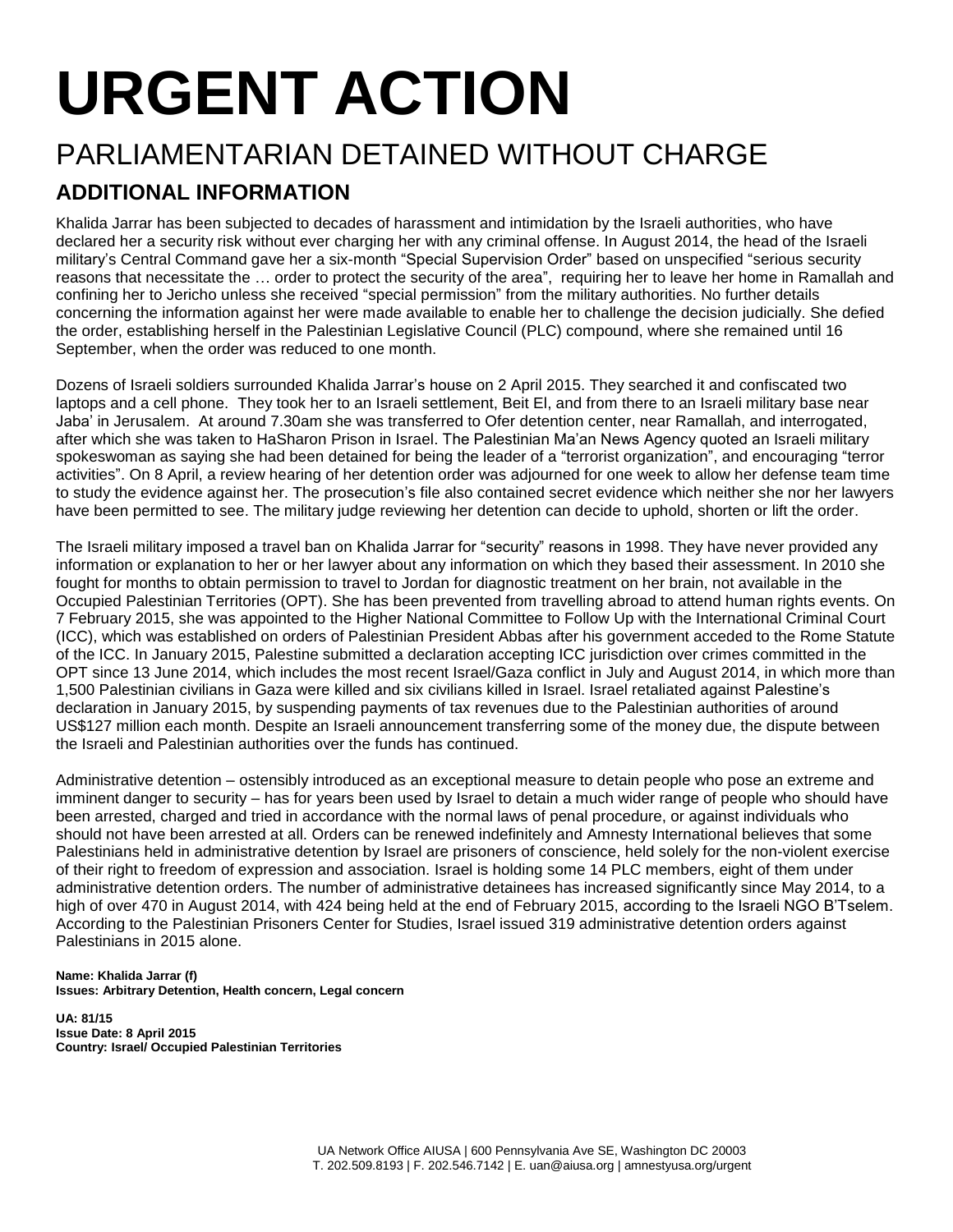# URGENT ACTION

## PARLIAMENTARIAN DETAINED WITHOUT CHARGE

### ADDITIONAL INFORMATION

Khalida Jarrar has been subjected to decades of harassment and intimidation by the Israeli authorities, who have declared her a security risk without ever charging her with any criminal offense. In August 2014, the head of the Israeli military's Central Command gave her a six-month "Special Supervision Order" based on unspecified "serious security reasons that necessitate the … order to protect the security of the area", requiring her to leave her home in Ramallah and confining her to Jericho unless she received "special permission" from the military authorities. No further details concerning the information against her were made available to enable her to challenge the decision judicially. She defied the order, establishing herself in the Palestinian Legislative Council (PLC) compound, where she remained until 16 September, when the order was reduced to one month.

Dozens of Israeli soldiers surrounded Khalida Jarrar's house on 2 April 2015. They searched it and confiscated two laptops and a cell phone. They took her to an Israeli settlement, Beit El, and from there to an Israeli military base near Jaba' in Jerusalem. At around 7.30am she was transferred to Ofer detention center, near Ramallah, and interrogated, after which she was taken to HaSharon Prison in Israel. The Palestinian Ma'an News Agency quoted an Israeli military spokeswoman as saying she had been detained for being the leader of a "terrorist organization", and encouraging "terror activities". On 8 April, a review hearing of her detention order was adjourned for one week to allow her defense team time to study the evidence against her. The prosecution's file also contained secret evidence which neither she nor her lawyers have been permitted to see. The military judge reviewing her detention can decide to uphold, shorten or lift the order.

The Israeli military imposed a travel ban on Khalida Jarrar for "security" reasons in 1998. They have never provided any information or explanation to her or her lawyer about any information on which they based their assessment. In 2010 she fought for months to obtain permission to travel to Jordan for diagnostic treatment on her brain, not available in the Occupied Palestinian Territories (OPT). She has been prevented from travelling abroad to attend human rights events. On 7 February 2015, she was appointed to the Higher National Committee to Follow Up with the International Criminal Court (ICC), which was established on orders of Palestinian President Abbas after his government acceded to the Rome Statute of the ICC. In January 2015, Palestine submitted a declaration accepting ICC jurisdiction over crimes committed in the OPT since 13 June 2014, which includes the most recent Israel/Gaza conflict in July and August 2014, in which more than 1,500 Palestinian civilians in Gaza were killed and six civilians killed in Israel. Israel retaliated against Palestine's declaration in January 2015, by suspending payments of tax revenues due to the Palestinian authorities of around US$127 million each month. Despite an Israeli announcement transferring some of the money due, the dispute between the Israeli and Palestinian authorities over the funds has continued.

Administrative detention – ostensibly introduced as an exceptional measure to detain people who pose an extreme and imminent danger to security – has for years been used by Israel to detain a much wider range of people who should have been arrested, charged and tried in accordance with the normal laws of penal procedure, or against individuals who should not have been arrested at all. Orders can be renewed indefinitely and Amnesty International believes that some Palestinians held in administrative detention by Israel are prisoners of conscience, held solely for the non-violent exercise of their right to freedom of expression and association. Israel is holding some 14 PLC members, eight of them under administrative detention orders. The number of administrative detainees has increased significantly since May 2014, to a high of over 470 in August 2014, with 424 being held at the end of February 2015, according to the Israeli NGO B'Tselem. According to the Palestinian Prisoners Center for Studies, Israel issued 319 administrative detention orders against Palestinians in 2015 alone.

**Name: Khalida Jarrar (f)**
**Issues: Arbitrary Detention, Health concern, Legal concern**

**UA: 81/15**
**Issue Date: 8 April 2015**
**Country: Israel/ Occupied Palestinian Territories**

UA Network Office AIUSA | 600 Pennsylvania Ave SE, Washington DC 20003
T. 202.509.8193 | F. 202.546.7142 | E. uan@aiusa.org | amnestyusa.org/urgent